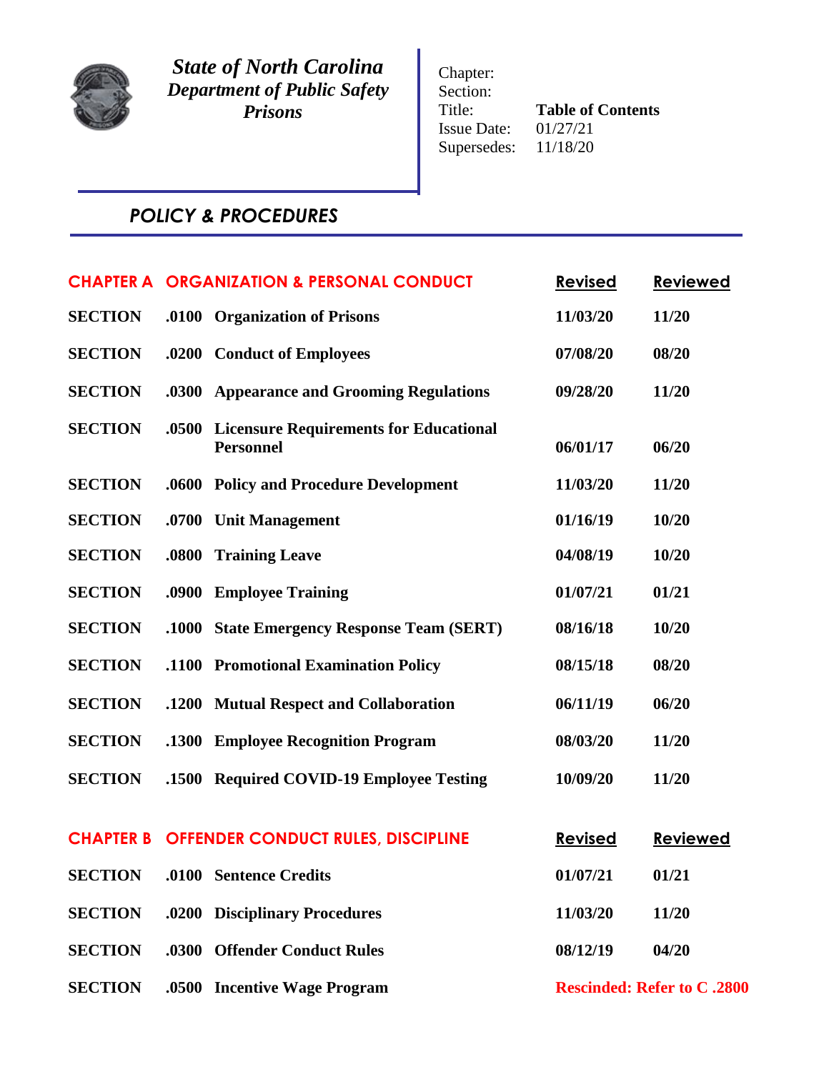# State of North Carolina
## Department of Public Safety
## Prisons

Chapter:
Section:
Title: **Table of Contents**
Issue Date: 01/27/21
Supersedes: 11/18/20

## POLICY & PROCEDURES

| CHAPTER A | ORGANIZATION & PERSONAL CONDUCT | Revised | Reviewed |
|---|---|---|---|
| **SECTION** | **.0100 Organization of Prisons** | **11/03/20** | **11/20** |
| **SECTION** | **.0200 Conduct of Employees** | **07/08/20** | **08/20** |
| **SECTION** | **.0300 Appearance and Grooming Regulations** | **09/28/20** | **11/20** |
| **SECTION** | **.0500 Licensure Requirements for Educational Personnel** | **06/01/17** | **06/20** |
| **SECTION** | **.0600 Policy and Procedure Development** | **11/03/20** | **11/20** |
| **SECTION** | **.0700 Unit Management** | **01/16/19** | **10/20** |
| **SECTION** | **.0800 Training Leave** | **04/08/19** | **10/20** |
| **SECTION** | **.0900 Employee Training** | **01/07/21** | **01/21** |
| **SECTION** | **.1000 State Emergency Response Team (SERT)** | **08/16/18** | **10/20** |
| **SECTION** | **.1100 Promotional Examination Policy** | **08/15/18** | **08/20** |
| **SECTION** | **.1200 Mutual Respect and Collaboration** | **06/11/19** | **06/20** |
| **SECTION** | **.1300 Employee Recognition Program** | **08/03/20** | **11/20** |
| **SECTION** | **.1500 Required COVID-19 Employee Testing** | **10/09/20** | **11/20** |

| CHAPTER B | OFFENDER CONDUCT RULES, DISCIPLINE | Revised | Reviewed |
|---|---|---|---|
| **SECTION** | **.0100 Sentence Credits** | **01/07/21** | **01/21** |
| **SECTION** | **.0200 Disciplinary Procedures** | **11/03/20** | **11/20** |
| **SECTION** | **.0300 Offender Conduct Rules** | **08/12/19** | **04/20** |
| **SECTION** | **.0500 Incentive Wage Program** | **Rescinded: Refer to C .2800** | |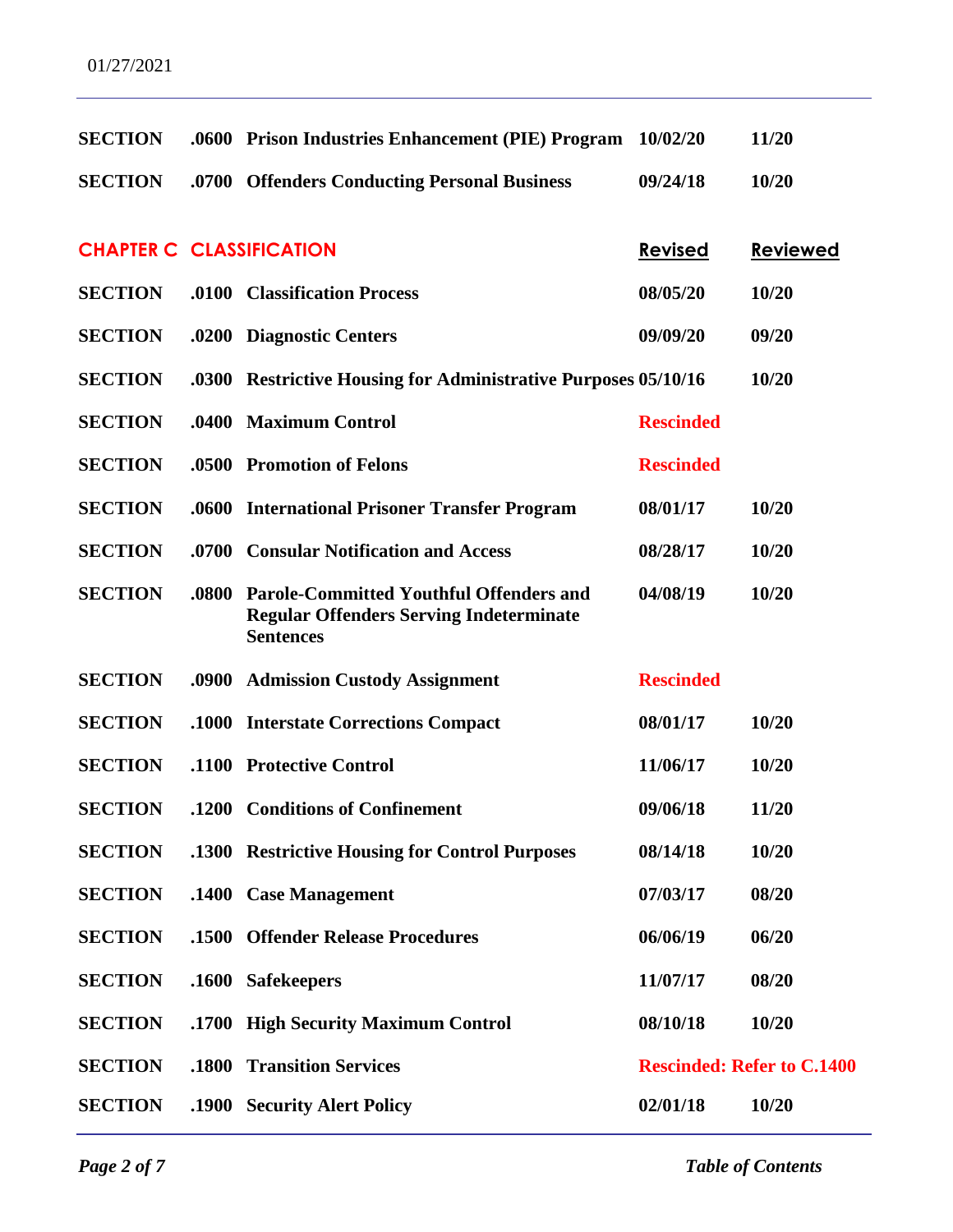| SECTION | .0600 | Prison Industries Enhancement (PIE) Program | 10/02/20 | 11/20 |
|---|---|---|---|---|
| SECTION | .0700 | Offenders Conducting Personal Business | 09/24/18 | 10/20 |

## CHAPTER C CLASSIFICATION

| | | | Revised | Reviewed |
|---|---|---|---|---|
| SECTION | .0100 | Classification Process | 08/05/20 | 10/20 |
| SECTION | .0200 | Diagnostic Centers | 09/09/20 | 09/20 |
| SECTION | .0300 | Restrictive Housing for Administrative Purposes | 05/10/16 | 10/20 |
| SECTION | .0400 | Maximum Control | Rescinded | |
| SECTION | .0500 | Promotion of Felons | Rescinded | |
| SECTION | .0600 | International Prisoner Transfer Program | 08/01/17 | 10/20 |
| SECTION | .0700 | Consular Notification and Access | 08/28/17 | 10/20 |
| SECTION | .0800 | Parole-Committed Youthful Offenders and Regular Offenders Serving Indeterminate Sentences | 04/08/19 | 10/20 |
| SECTION | .0900 | Admission Custody Assignment | Rescinded | |
| SECTION | .1000 | Interstate Corrections Compact | 08/01/17 | 10/20 |
| SECTION | .1100 | Protective Control | 11/06/17 | 10/20 |
| SECTION | .1200 | Conditions of Confinement | 09/06/18 | 11/20 |
| SECTION | .1300 | Restrictive Housing for Control Purposes | 08/14/18 | 10/20 |
| SECTION | .1400 | Case Management | 07/03/17 | 08/20 |
| SECTION | .1500 | Offender Release Procedures | 06/06/19 | 06/20 |
| SECTION | .1600 | Safekeepers | 11/07/17 | 08/20 |
| SECTION | .1700 | High Security Maximum Control | 08/10/18 | 10/20 |
| SECTION | .1800 | Transition Services | Rescinded: Refer to C.1400 | |
| SECTION | .1900 | Security Alert Policy | 02/01/18 | 10/20 |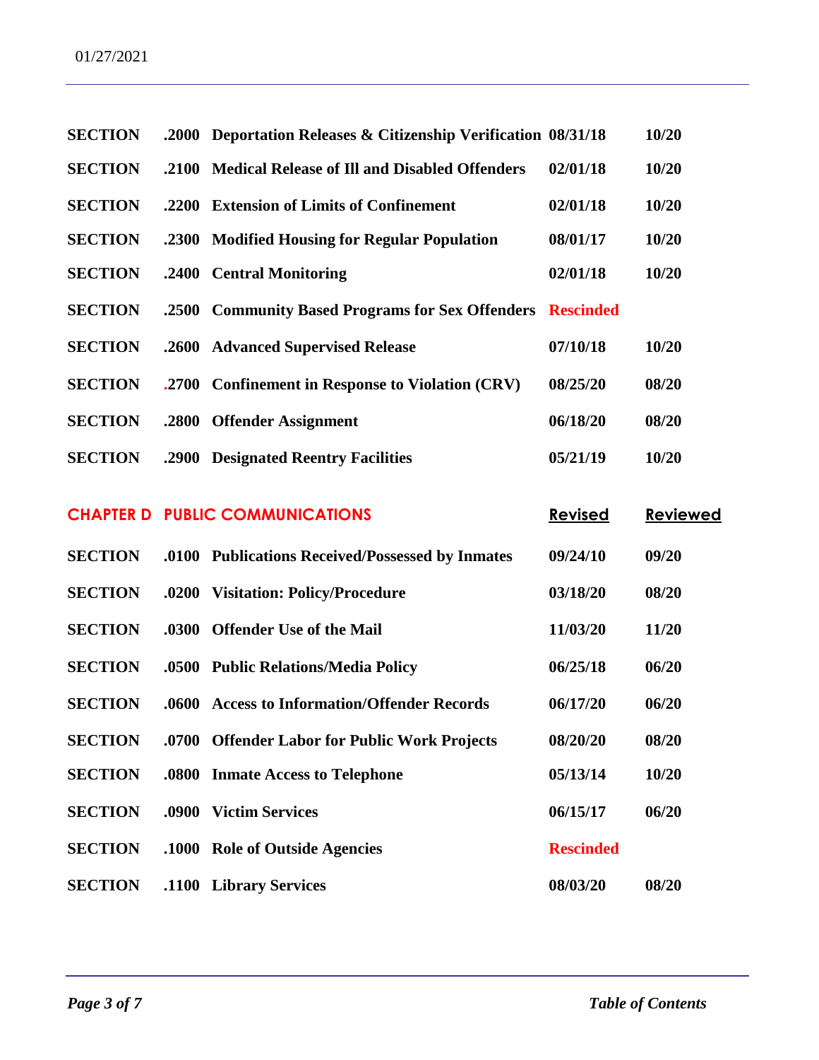| | | | | |
|---|---|---|---|---|
| **SECTION** | **.2000** | **Deportation Releases & Citizenship Verification** | **08/31/18** | **10/20** |
| **SECTION** | **.2100** | **Medical Release of Ill and Disabled Offenders** | **02/01/18** | **10/20** |
| **SECTION** | **.2200** | **Extension of Limits of Confinement** | **02/01/18** | **10/20** |
| **SECTION** | **.2300** | **Modified Housing for Regular Population** | **08/01/17** | **10/20** |
| **SECTION** | **.2400** | **Central Monitoring** | **02/01/18** | **10/20** |
| **SECTION** | **.2500** | **Community Based Programs for Sex Offenders** | **Rescinded** | |
| **SECTION** | **.2600** | **Advanced Supervised Release** | **07/10/18** | **10/20** |
| **SECTION** | **.2700** | **Confinement in Response to Violation (CRV)** | **08/25/20** | **08/20** |
| **SECTION** | **.2800** | **Offender Assignment** | **06/18/20** | **08/20** |
| **SECTION** | **.2900** | **Designated Reentry Facilities** | **05/21/19** | **10/20** |

| **CHAPTER D** | **PUBLIC COMMUNICATIONS** | | **Revised** | **Reviewed** |
|---|---|---|---|---|
| **SECTION** | **.0100** | **Publications Received/Possessed by Inmates** | **09/24/10** | **09/20** |
| **SECTION** | **.0200** | **Visitation: Policy/Procedure** | **03/18/20** | **08/20** |
| **SECTION** | **.0300** | **Offender Use of the Mail** | **11/03/20** | **11/20** |
| **SECTION** | **.0500** | **Public Relations/Media Policy** | **06/25/18** | **06/20** |
| **SECTION** | **.0600** | **Access to Information/Offender Records** | **06/17/20** | **06/20** |
| **SECTION** | **.0700** | **Offender Labor for Public Work Projects** | **08/20/20** | **08/20** |
| **SECTION** | **.0800** | **Inmate Access to Telephone** | **05/13/14** | **10/20** |
| **SECTION** | **.0900** | **Victim Services** | **06/15/17** | **06/20** |
| **SECTION** | **.1000** | **Role of Outside Agencies** | **Rescinded** | |
| **SECTION** | **.1100** | **Library Services** | **08/03/20** | **08/20** |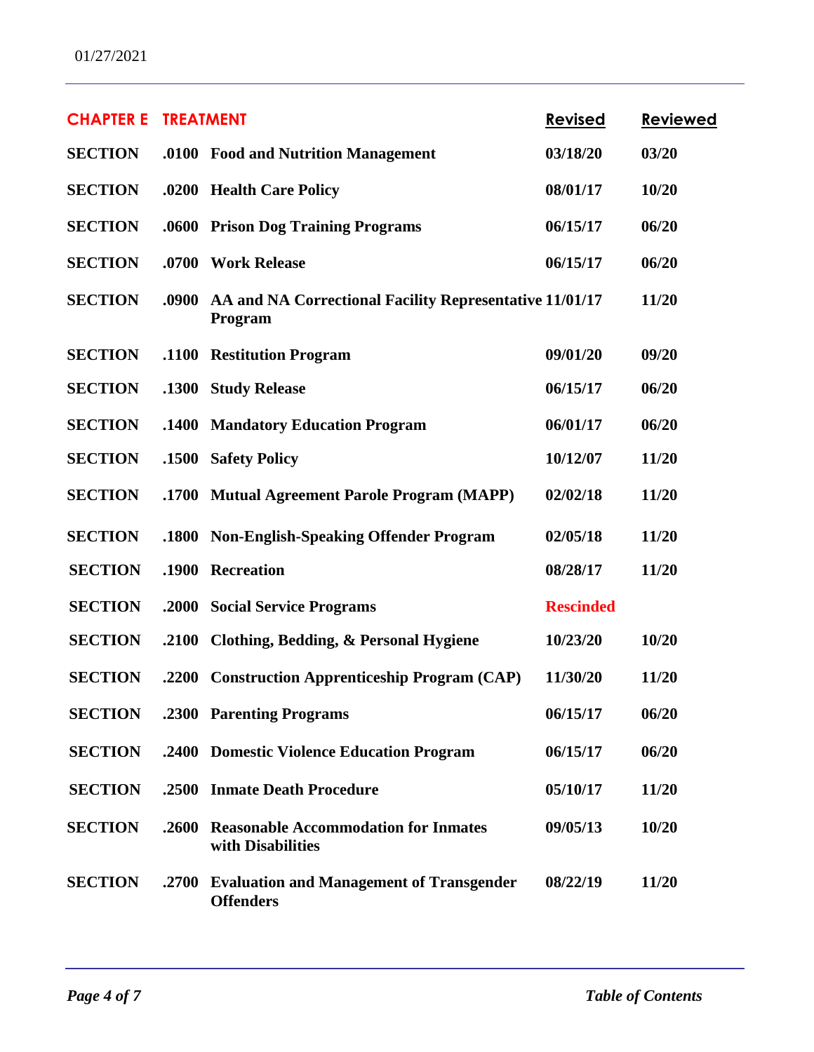| CHAPTER E | TREATMENT | | Revised | Reviewed |
|---|---|---|---|---|
| SECTION | .0100 | Food and Nutrition Management | 03/18/20 | 03/20 |
| SECTION | .0200 | Health Care Policy | 08/01/17 | 10/20 |
| SECTION | .0600 | Prison Dog Training Programs | 06/15/17 | 06/20 |
| SECTION | .0700 | Work Release | 06/15/17 | 06/20 |
| SECTION | .0900 | AA and NA Correctional Facility Representative Program | 11/01/17 | 11/20 |
| SECTION | .1100 | Restitution Program | 09/01/20 | 09/20 |
| SECTION | .1300 | Study Release | 06/15/17 | 06/20 |
| SECTION | .1400 | Mandatory Education Program | 06/01/17 | 06/20 |
| SECTION | .1500 | Safety Policy | 10/12/07 | 11/20 |
| SECTION | .1700 | Mutual Agreement Parole Program (MAPP) | 02/02/18 | 11/20 |
| SECTION | .1800 | Non-English-Speaking Offender Program | 02/05/18 | 11/20 |
| SECTION | .1900 | Recreation | 08/28/17 | 11/20 |
| SECTION | .2000 | Social Service Programs | Rescinded | |
| SECTION | .2100 | Clothing, Bedding, & Personal Hygiene | 10/23/20 | 10/20 |
| SECTION | .2200 | Construction Apprenticeship Program (CAP) | 11/30/20 | 11/20 |
| SECTION | .2300 | Parenting Programs | 06/15/17 | 06/20 |
| SECTION | .2400 | Domestic Violence Education Program | 06/15/17 | 06/20 |
| SECTION | .2500 | Inmate Death Procedure | 05/10/17 | 11/20 |
| SECTION | .2600 | Reasonable Accommodation for Inmates with Disabilities | 09/05/13 | 10/20 |
| SECTION | .2700 | Evaluation and Management of Transgender Offenders | 08/22/19 | 11/20 |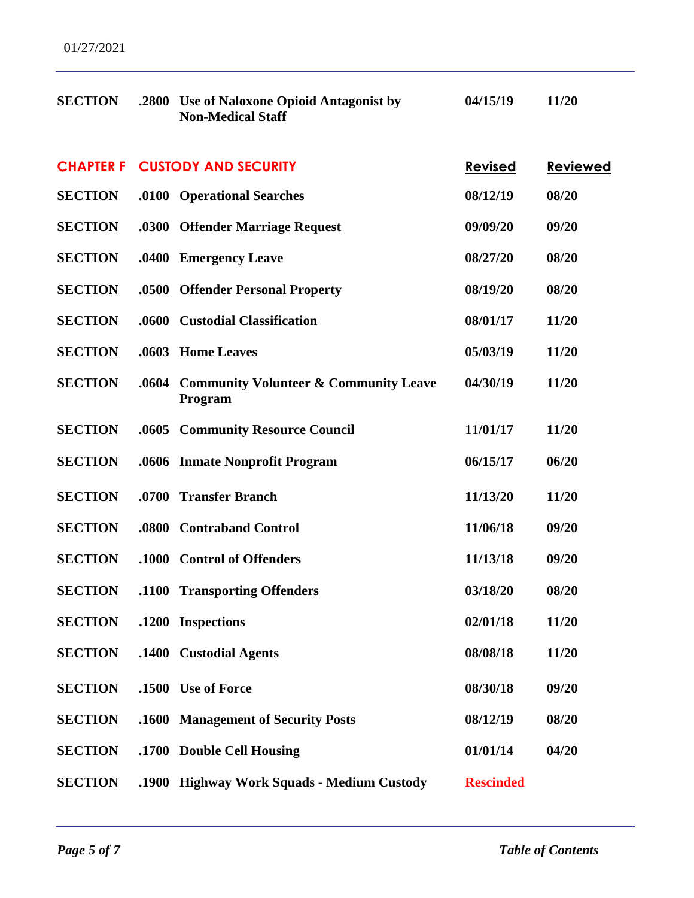| | | | Revised | Reviewed |
|---|---|---|---|---|
| **SECTION** | **.2800** | **Use of Naloxone Opioid Antagonist by Non-Medical Staff** | **04/15/19** | **11/20** |

## CHAPTER F CUSTODY AND SECURITY

| | | | Revised | Reviewed |
|---|---|---|---|---|
| **SECTION** | **.0100** | **Operational Searches** | **08/12/19** | **08/20** |
| **SECTION** | **.0300** | **Offender Marriage Request** | **09/09/20** | **09/20** |
| **SECTION** | **.0400** | **Emergency Leave** | **08/27/20** | **08/20** |
| **SECTION** | **.0500** | **Offender Personal Property** | **08/19/20** | **08/20** |
| **SECTION** | **.0600** | **Custodial Classification** | **08/01/17** | **11/20** |
| **SECTION** | **.0603** | **Home Leaves** | **05/03/19** | **11/20** |
| **SECTION** | **.0604** | **Community Volunteer & Community Leave Program** | **04/30/19** | **11/20** |
| **SECTION** | **.0605** | **Community Resource Council** | 11/**01/17** | **11/20** |
| **SECTION** | **.0606** | **Inmate Nonprofit Program** | **06/15/17** | **06/20** |
| **SECTION** | **.0700** | **Transfer Branch** | **11/13/20** | **11/20** |
| **SECTION** | **.0800** | **Contraband Control** | **11/06/18** | **09/20** |
| **SECTION** | **.1000** | **Control of Offenders** | **11/13/18** | **09/20** |
| **SECTION** | **.1100** | **Transporting Offenders** | **03/18/20** | **08/20** |
| **SECTION** | **.1200** | **Inspections** | **02/01/18** | **11/20** |
| **SECTION** | **.1400** | **Custodial Agents** | **08/08/18** | **11/20** |
| **SECTION** | **.1500** | **Use of Force** | **08/30/18** | **09/20** |
| **SECTION** | **.1600** | **Management of Security Posts** | **08/12/19** | **08/20** |
| **SECTION** | **.1700** | **Double Cell Housing** | **01/01/14** | **04/20** |
| **SECTION** | **.1900** | **Highway Work Squads - Medium Custody** | **Rescinded** | |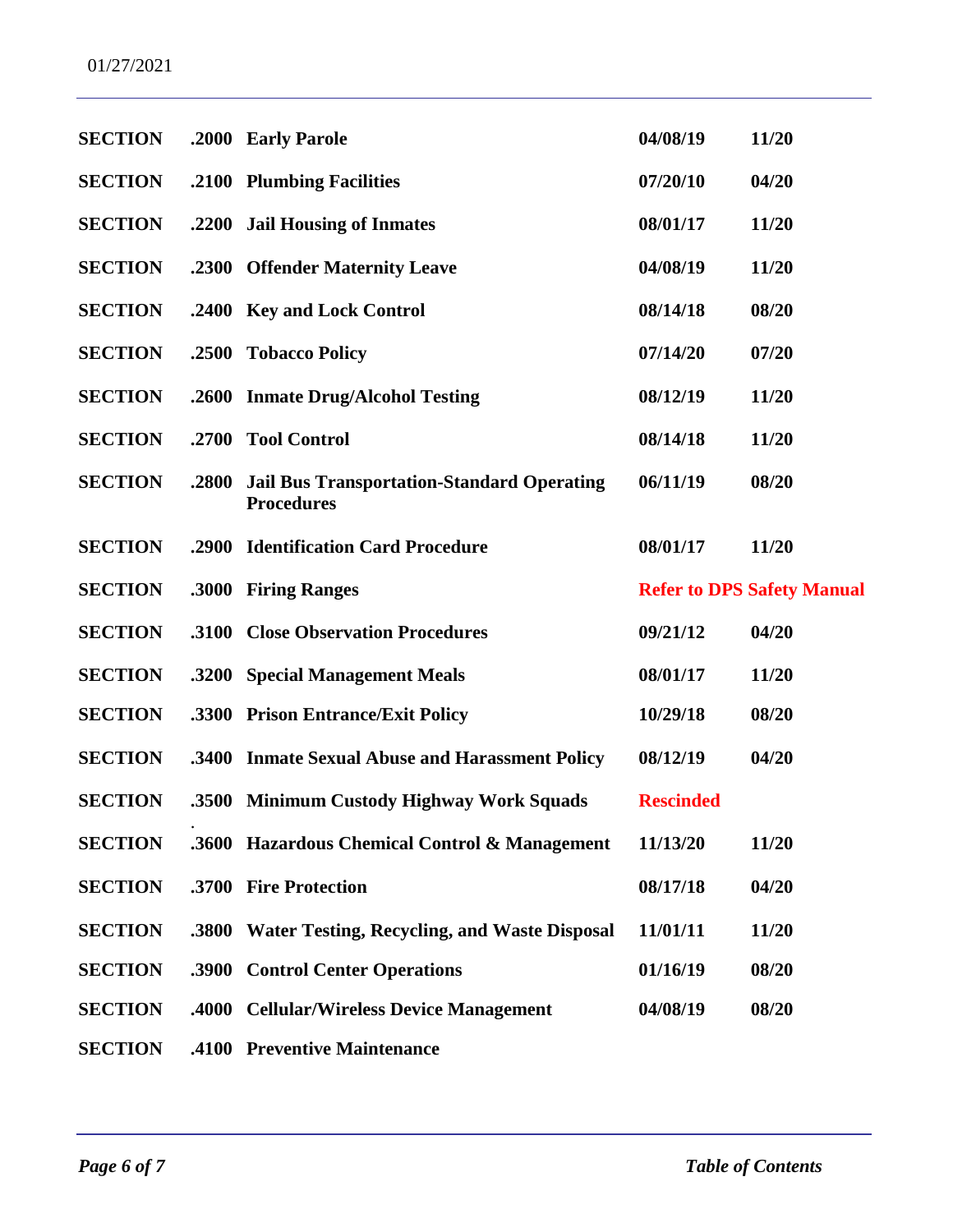| | | | | |
|---|---|---|---|---|
| **SECTION** | **.2000** | **Early Parole** | **04/08/19** | **11/20** |
| **SECTION** | **.2100** | **Plumbing Facilities** | **07/20/10** | **04/20** |
| **SECTION** | **.2200** | **Jail Housing of Inmates** | **08/01/17** | **11/20** |
| **SECTION** | **.2300** | **Offender Maternity Leave** | **04/08/19** | **11/20** |
| **SECTION** | **.2400** | **Key and Lock Control** | **08/14/18** | **08/20** |
| **SECTION** | **.2500** | **Tobacco Policy** | **07/14/20** | **07/20** |
| **SECTION** | **.2600** | **Inmate Drug/Alcohol Testing** | **08/12/19** | **11/20** |
| **SECTION** | **.2700** | **Tool Control** | **08/14/18** | **11/20** |
| **SECTION** | **.2800** | **Jail Bus Transportation-Standard Operating Procedures** | **06/11/19** | **08/20** |
| **SECTION** | **.2900** | **Identification Card Procedure** | **08/01/17** | **11/20** |
| **SECTION** | **.3000** | **Firing Ranges** | **Refer to DPS Safety Manual** | |
| **SECTION** | **.3100** | **Close Observation Procedures** | **09/21/12** | **04/20** |
| **SECTION** | **.3200** | **Special Management Meals** | **08/01/17** | **11/20** |
| **SECTION** | **.3300** | **Prison Entrance/Exit Policy** | **10/29/18** | **08/20** |
| **SECTION** | **.3400** | **Inmate Sexual Abuse and Harassment Policy** | **08/12/19** | **04/20** |
| **SECTION** | **.3500** | **Minimum Custody Highway Work Squads** | **Rescinded** | |
| **SECTION** | **.3600** | **Hazardous Chemical Control & Management** | **11/13/20** | **11/20** |
| **SECTION** | **.3700** | **Fire Protection** | **08/17/18** | **04/20** |
| **SECTION** | **.3800** | **Water Testing, Recycling, and Waste Disposal** | **11/01/11** | **11/20** |
| **SECTION** | **.3900** | **Control Center Operations** | **01/16/19** | **08/20** |
| **SECTION** | **.4000** | **Cellular/Wireless Device Management** | **04/08/19** | **08/20** |
| **SECTION** | **.4100** | **Preventive Maintenance** | | |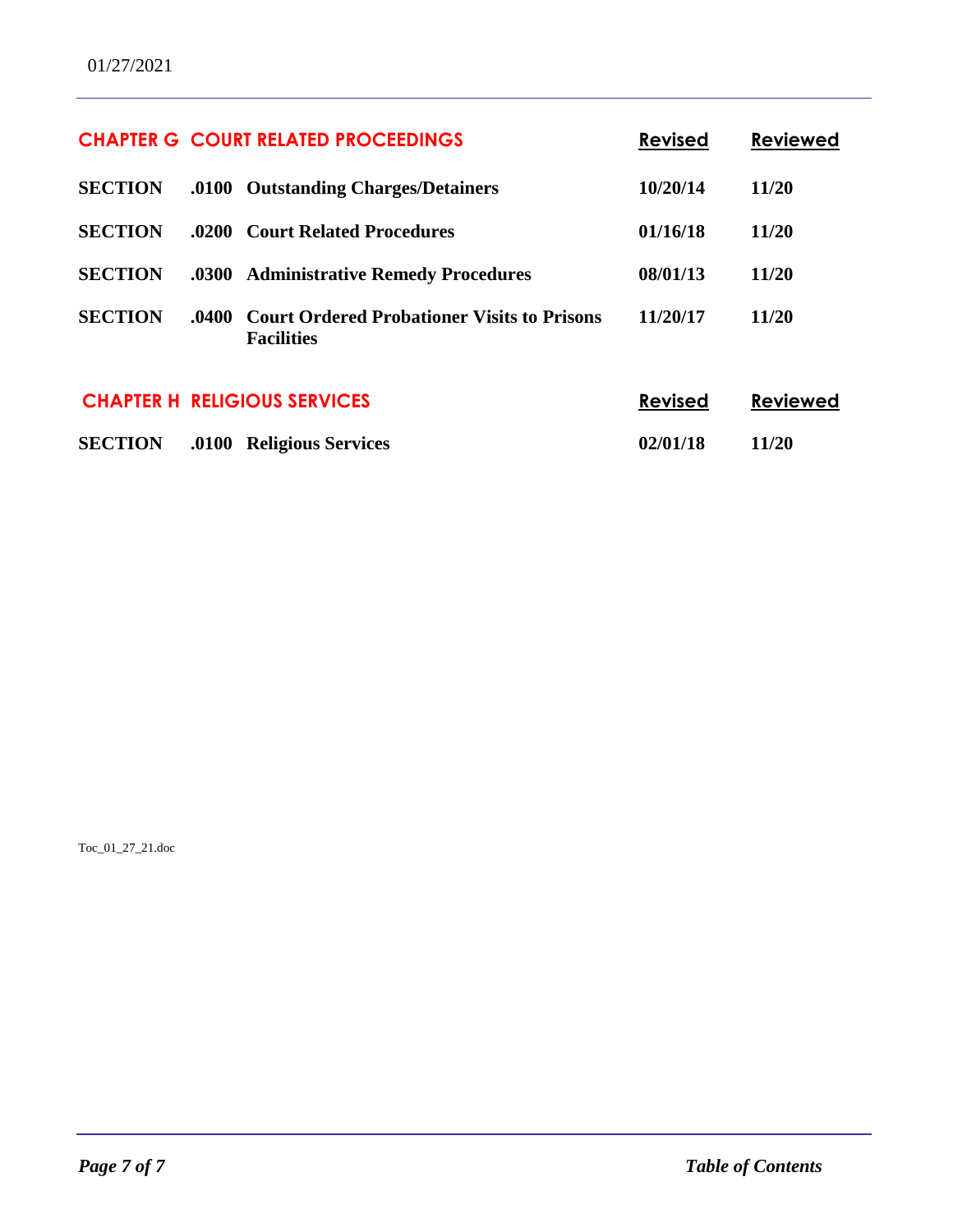| CHAPTER G COURT RELATED PROCEEDINGS | | | Revised | Reviewed |
|---|---|---|---|---|
| **SECTION** | **.0100** | **Outstanding Charges/Detainers** | **10/20/14** | **11/20** |
| **SECTION** | **.0200** | **Court Related Procedures** | **01/16/18** | **11/20** |
| **SECTION** | **.0300** | **Administrative Remedy Procedures** | **08/01/13** | **11/20** |
| **SECTION** | **.0400** | **Court Ordered Probationer Visits to Prisons Facilities** | **11/20/17** | **11/20** |

| CHAPTER H RELIGIOUS SERVICES | | | Revised | Reviewed |
|---|---|---|---|---|
| **SECTION** | **.0100** | **Religious Services** | **02/01/18** | **11/20** |

Toc_01_27_21.doc